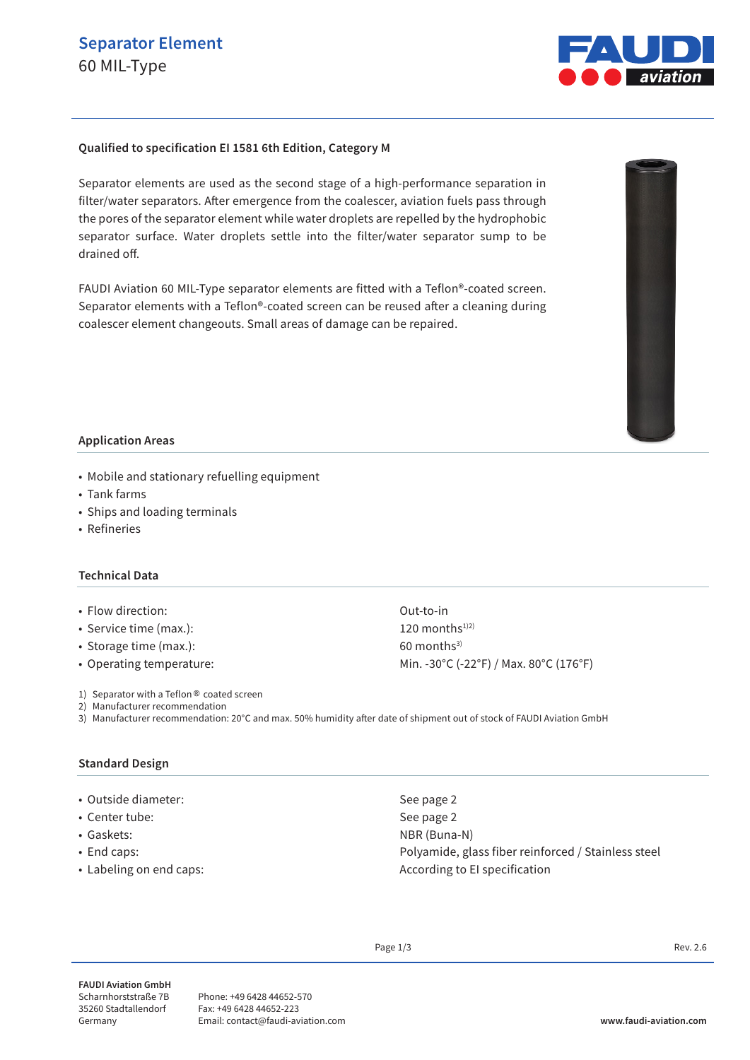# Separator Element

60 MIL-Type

**Qualified to specification EI 1581 6th Edition, Category M**

Separator elements are used as the second stage of a high-performance separation in filter/water separators. After emergence from the coalescer, aviation fuels pass through the pores of the separator element while water droplets are repelled by the hydrophobic separator surface. Water droplets settle into the filter/water separator sump to be drained off.

FAUDI Aviation 60 MIL-Type separator elements are fitted with a Teflon®-coated screen. Separator elements with a Teflon®-coated screen can be reused after a cleaning during coalescer element changeouts. Small areas of damage can be repaired.

## Application Areas

- Mobile and stationary refuelling equipment
- Tank farms
- Ships and loading terminals
- Refineries

## Technical Data

| | |
|---|---|
| • Flow direction: | Out-to-in |
| • Service time (max.): | 120 months[1)2)] |
| • Storage time (max.): | 60 months[3)] |
| • Operating temperature: | Min. -30°C (-22°F) / Max. 80°C (176°F) |

1) Separator with a Teflon® coated screen
2) Manufacturer recommendation
3) Manufacturer recommendation: 20°C and max. 50% humidity after date of shipment out of stock of FAUDI Aviation GmbH

## Standard Design

| | |
|---|---|
| • Outside diameter: | See page 2 |
| • Center tube: | See page 2 |
| • Gaskets: | NBR (Buna-N) |
| • End caps: | Polyamide, glass fiber reinforced / Stainless steel |
| • Labeling on end caps: | According to EI specification |

Rev. 2.6

**FAUDI Aviation GmbH**
Scharnhorststraße 7B
35260 Stadtallendorf
Germany

Phone: +49 6428 44652-570
Fax: +49 6428 44652-223
Email: contact@faudi-aviation.com

**www.faudi-aviation.com**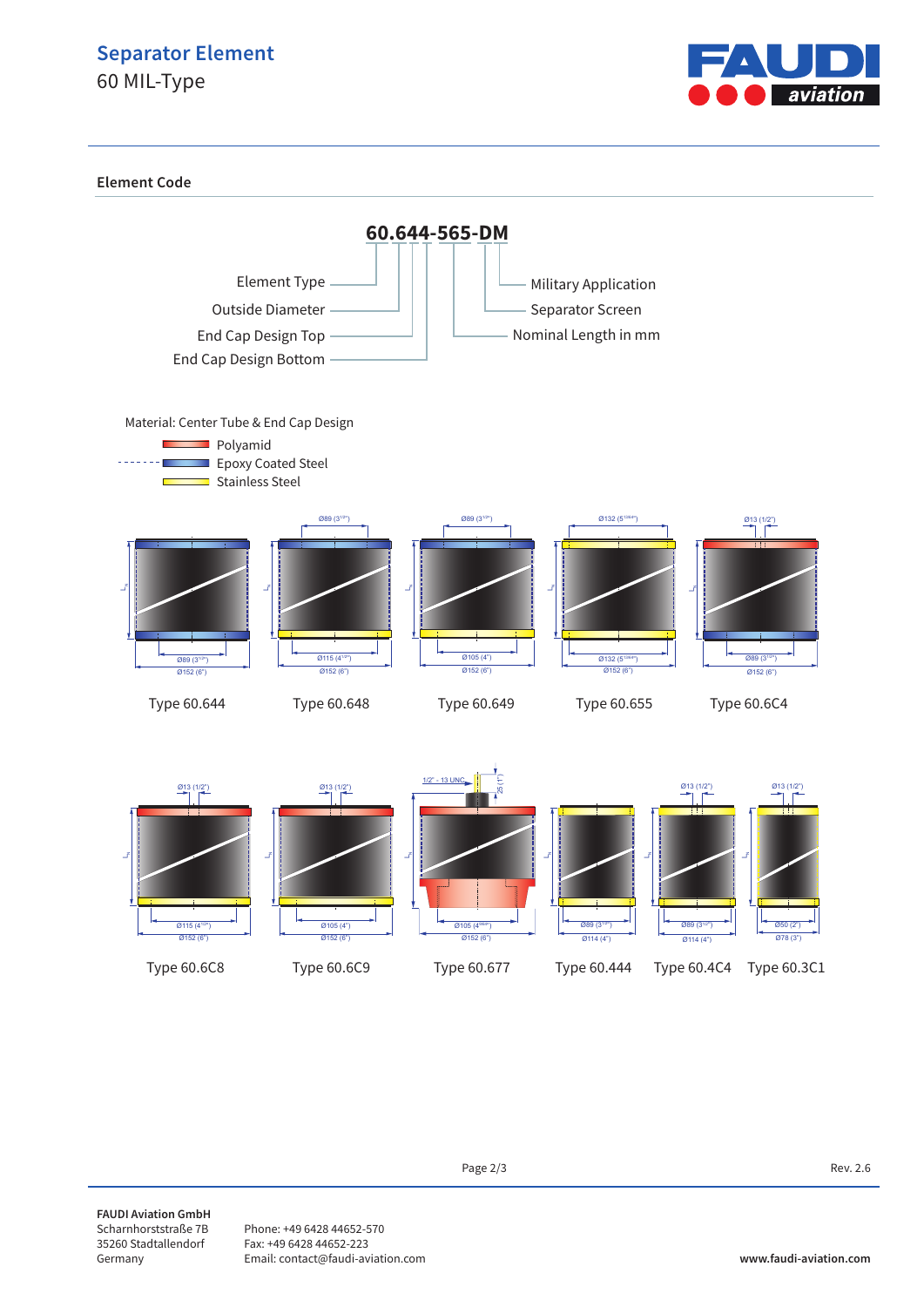# Separator Element
60 MIL-Type

## Element Code

**60.644-565-DM**

- Element Type
- Outside Diameter
- End Cap Design Top
- End Cap Design Bottom
- Military Application
- Separator Screen
- Nominal Length in mm

Material: Center Tube & End Cap Design

- Polyamid
- Epoxy Coated Steel
- Stainless Steel

Type 60.644

Type 60.648

Type 60.649

Type 60.655

Type 60.6C4

Type 60.6C8

Type 60.6C9

Type 60.677

Type 60.444

Type 60.4C4

Type 60.3C1

Rev. 2.6

**FAUDI Aviation GmbH**
Scharnhorststraße 7B
35260 Stadtallendorf
Germany

Phone: +49 6428 44652-570
Fax: +49 6428 44652-223
Email: contact@faudi-aviation.com

**www.faudi-aviation.com**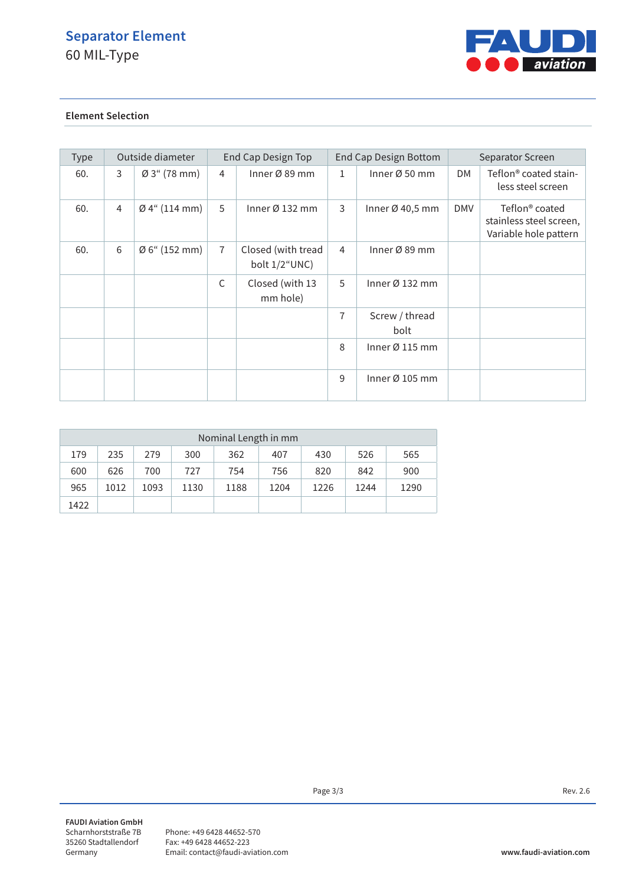# Separator Element

60 MIL-Type

## Element Selection

| Type | Outside diameter | | End Cap Design Top | | End Cap Design Bottom | | Separator Screen | |
|---|---|---|---|---|---|---|---|---|
| 60. | 3 | Ø 3“ (78 mm) | 4 | Inner Ø 89 mm | 1 | Inner Ø 50 mm | DM | Teflon® coated stain-less steel screen |
| 60. | 4 | Ø 4“ (114 mm) | 5 | Inner Ø 132 mm | 3 | Inner Ø 40,5 mm | DMV | Teflon® coated stainless steel screen, Variable hole pattern |
| 60. | 6 | Ø 6“ (152 mm) | 7 | Closed (with tread bolt 1/2“UNC) | 4 | Inner Ø 89 mm | | |
| | | | C | Closed (with 13 mm hole) | 5 | Inner Ø 132 mm | | |
| | | | | | 7 | Screw / thread bolt | | |
| | | | | | 8 | Inner Ø 115 mm | | |
| | | | | | 9 | Inner Ø 105 mm | | |

| Nominal Length in mm | | | | | | | | |
|---|---|---|---|---|---|---|---|---|
| 179 | 235 | 279 | 300 | 362 | 407 | 430 | 526 | 565 |
| 600 | 626 | 700 | 727 | 754 | 756 | 820 | 842 | 900 |
| 965 | 1012 | 1093 | 1130 | 1188 | 1204 | 1226 | 1244 | 1290 |
| 1422 | | | | | | | | |

Rev. 2.6

**FAUDI Aviation GmbH**
Scharnhorststraße 7B
35260 Stadtallendorf
Germany

Phone: +49 6428 44652-570
Fax: +49 6428 44652-223
Email: contact@faudi-aviation.com

**www.faudi-aviation.com**